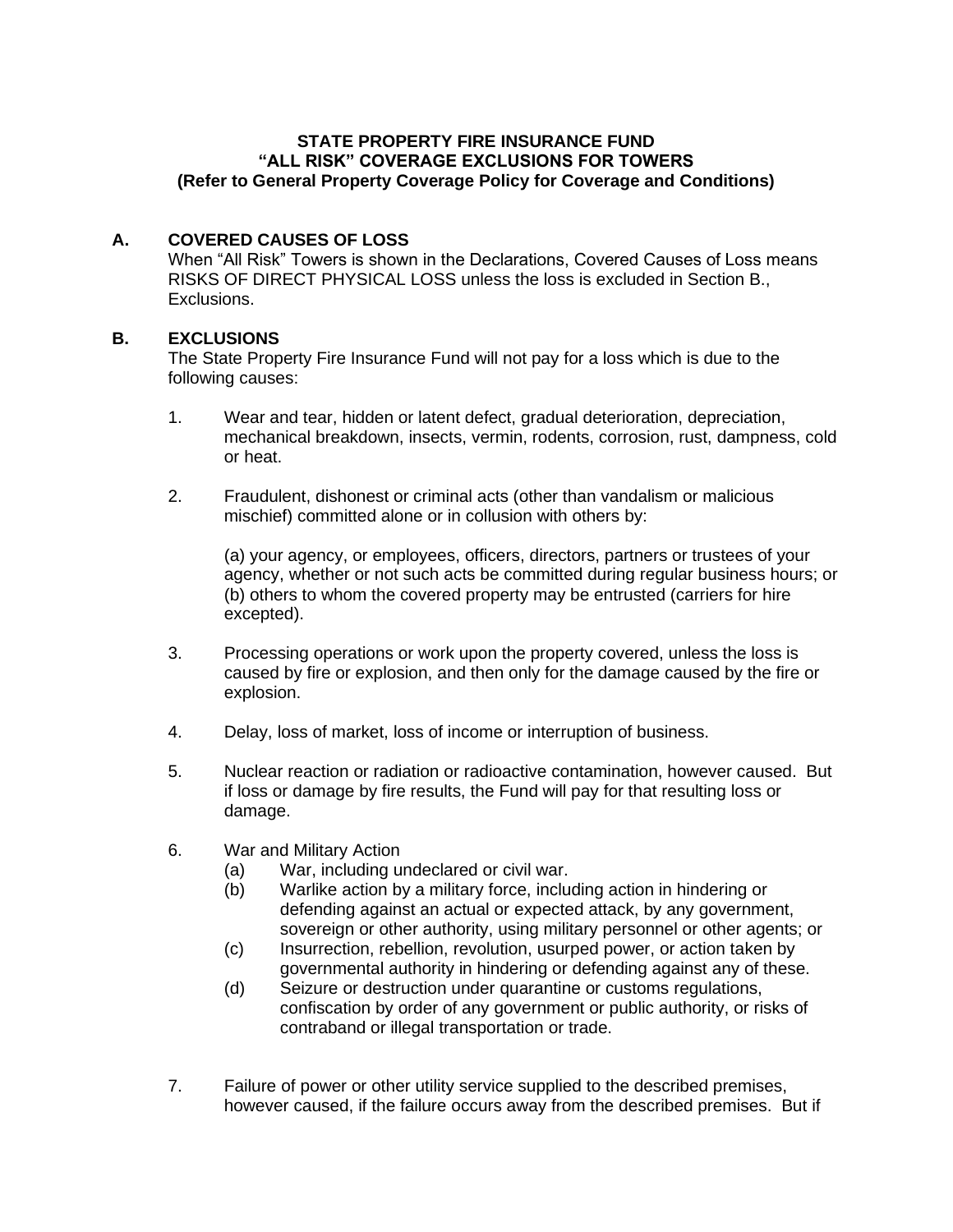**STATE PROPERTY FIRE INSURANCE FUND**
**"ALL RISK" COVERAGE EXCLUSIONS FOR TOWERS**
**(Refer to General Property Coverage Policy for Coverage and Conditions)**

## A. COVERED CAUSES OF LOSS

When "All Risk" Towers is shown in the Declarations, Covered Causes of Loss means RISKS OF DIRECT PHYSICAL LOSS unless the loss is excluded in Section B., Exclusions.

## B. EXCLUSIONS

The State Property Fire Insurance Fund will not pay for a loss which is due to the following causes:

1. Wear and tear, hidden or latent defect, gradual deterioration, depreciation, mechanical breakdown, insects, vermin, rodents, corrosion, rust, dampness, cold or heat.

2. Fraudulent, dishonest or criminal acts (other than vandalism or malicious mischief) committed alone or in collusion with others by:

   (a) your agency, or employees, officers, directors, partners or trustees of your agency, whether or not such acts be committed during regular business hours; or
   (b) others to whom the covered property may be entrusted (carriers for hire excepted).

3. Processing operations or work upon the property covered, unless the loss is caused by fire or explosion, and then only for the damage caused by the fire or explosion.

4. Delay, loss of market, loss of income or interruption of business.

5. Nuclear reaction or radiation or radioactive contamination, however caused. But if loss or damage by fire results, the Fund will pay for that resulting loss or damage.

6. War and Military Action
   - (a) War, including undeclared or civil war.
   - (b) Warlike action by a military force, including action in hindering or defending against an actual or expected attack, by any government, sovereign or other authority, using military personnel or other agents; or
   - (c) Insurrection, rebellion, revolution, usurped power, or action taken by governmental authority in hindering or defending against any of these.
   - (d) Seizure or destruction under quarantine or customs regulations, confiscation by order of any government or public authority, or risks of contraband or illegal transportation or trade.

7. Failure of power or other utility service supplied to the described premises, however caused, if the failure occurs away from the described premises. But if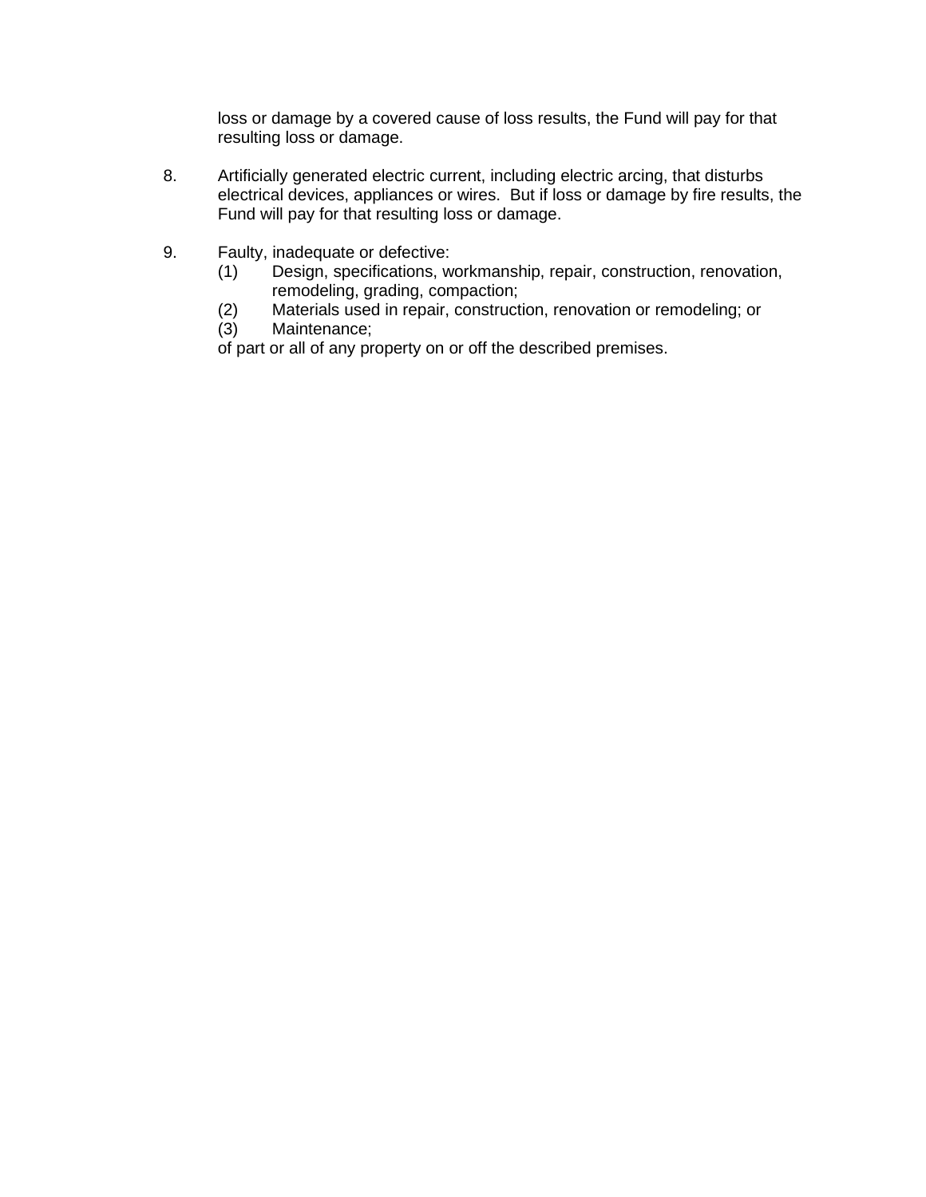loss or damage by a covered cause of loss results, the Fund will pay for that resulting loss or damage.

8. Artificially generated electric current, including electric arcing, that disturbs electrical devices, appliances or wires. But if loss or damage by fire results, the Fund will pay for that resulting loss or damage.

9. Faulty, inadequate or defective:
   (1) Design, specifications, workmanship, repair, construction, renovation, remodeling, grading, compaction;
   (2) Materials used in repair, construction, renovation or remodeling; or
   (3) Maintenance;

   of part or all of any property on or off the described premises.